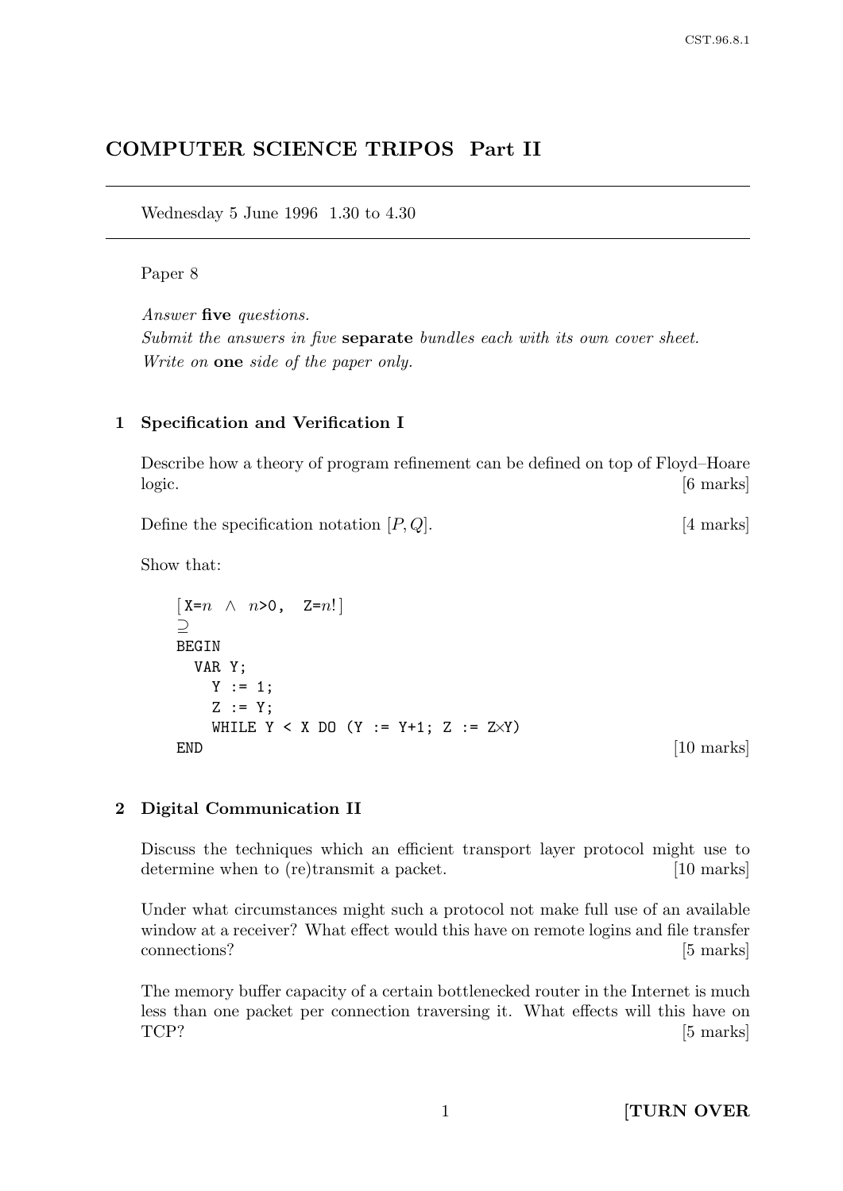# COMPUTER SCIENCE TRIPOS Part II

Wednesday 5 June 1996 1.30 to 4.30

Paper 8

*Answer* **five** *questions.*
*Submit the answers in five* **separate** *bundles each with its own cover sheet.*
*Write on* **one** *side of the paper only.*

## 1 Specification and Verification I

Describe how a theory of program refinement can be defined on top of Floyd–Hoare logic. [6 marks]

Define the specification notation $[P, Q]$. [4 marks]

Show that:

```
[X=n ∧ n>0,  Z=n!]
⊇
BEGIN
  VAR Y;
    Y := 1;
    Z := Y;
    WHILE Y < X DO (Y := Y+1; Z := Z×Y)
END
```

[10 marks]

## 2 Digital Communication II

Discuss the techniques which an efficient transport layer protocol might use to determine when to (re)transmit a packet. [10 marks]

Under what circumstances might such a protocol not make full use of an available window at a receiver? What effect would this have on remote logins and file transfer connections? [5 marks]

The memory buffer capacity of a certain bottlenecked router in the Internet is much less than one packet per connection traversing it. What effects will this have on TCP? [5 marks]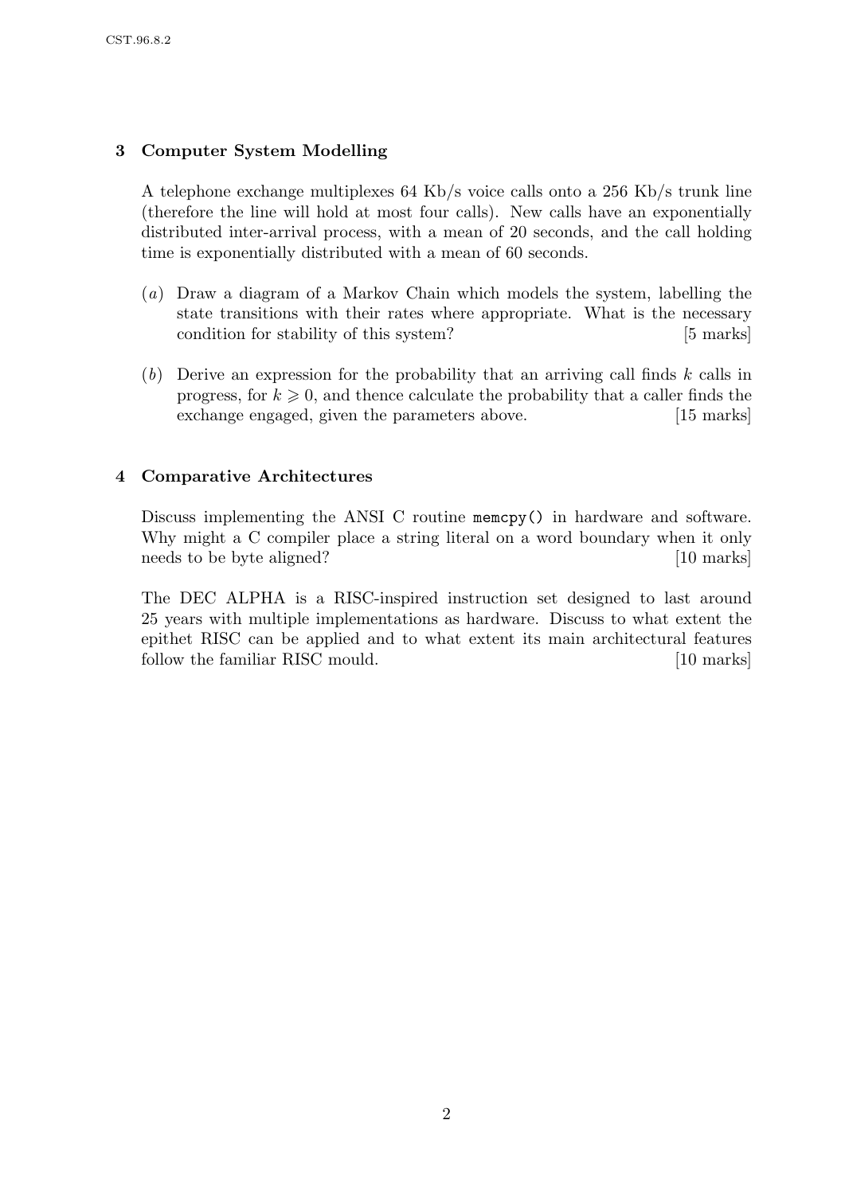## 3 Computer System Modelling

A telephone exchange multiplexes 64 Kb/s voice calls onto a 256 Kb/s trunk line (therefore the line will hold at most four calls). New calls have an exponentially distributed inter-arrival process, with a mean of 20 seconds, and the call holding time is exponentially distributed with a mean of 60 seconds.

(*a*) Draw a diagram of a Markov Chain which models the system, labelling the state transitions with their rates where appropriate. What is the necessary condition for stability of this system? [5 marks]

(*b*) Derive an expression for the probability that an arriving call finds $k$ calls in progress, for $k \geqslant 0$, and thence calculate the probability that a caller finds the exchange engaged, given the parameters above. [15 marks]

## 4 Comparative Architectures

Discuss implementing the ANSI C routine `memcpy()` in hardware and software. Why might a C compiler place a string literal on a word boundary when it only needs to be byte aligned? [10 marks]

The DEC ALPHA is a RISC-inspired instruction set designed to last around 25 years with multiple implementations as hardware. Discuss to what extent the epithet RISC can be applied and to what extent its main architectural features follow the familiar RISC mould. [10 marks]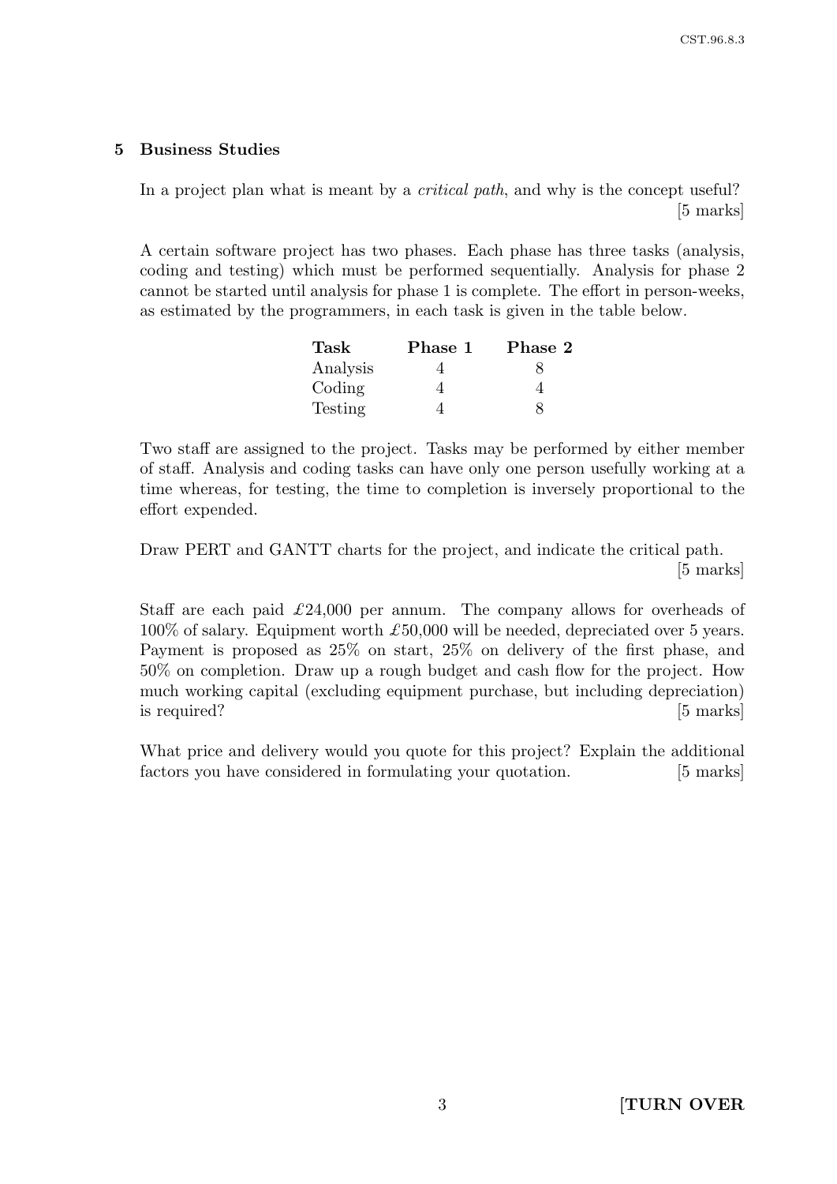## 5 Business Studies

In a project plan what is meant by a *critical path*, and why is the concept useful? [5 marks]

A certain software project has two phases. Each phase has three tasks (analysis, coding and testing) which must be performed sequentially. Analysis for phase 2 cannot be started until analysis for phase 1 is complete. The effort in person-weeks, as estimated by the programmers, in each task is given in the table below.

| Task | Phase 1 | Phase 2 |
|---|---|---|
| Analysis | 4 | 8 |
| Coding | 4 | 4 |
| Testing | 4 | 8 |

Two staff are assigned to the project. Tasks may be performed by either member of staff. Analysis and coding tasks can have only one person usefully working at a time whereas, for testing, the time to completion is inversely proportional to the effort expended.

Draw PERT and GANTT charts for the project, and indicate the critical path. [5 marks]

Staff are each paid £24,000 per annum. The company allows for overheads of 100% of salary. Equipment worth £50,000 will be needed, depreciated over 5 years. Payment is proposed as 25% on start, 25% on delivery of the first phase, and 50% on completion. Draw up a rough budget and cash flow for the project. How much working capital (excluding equipment purchase, but including depreciation) is required? [5 marks]

What price and delivery would you quote for this project? Explain the additional factors you have considered in formulating your quotation. [5 marks]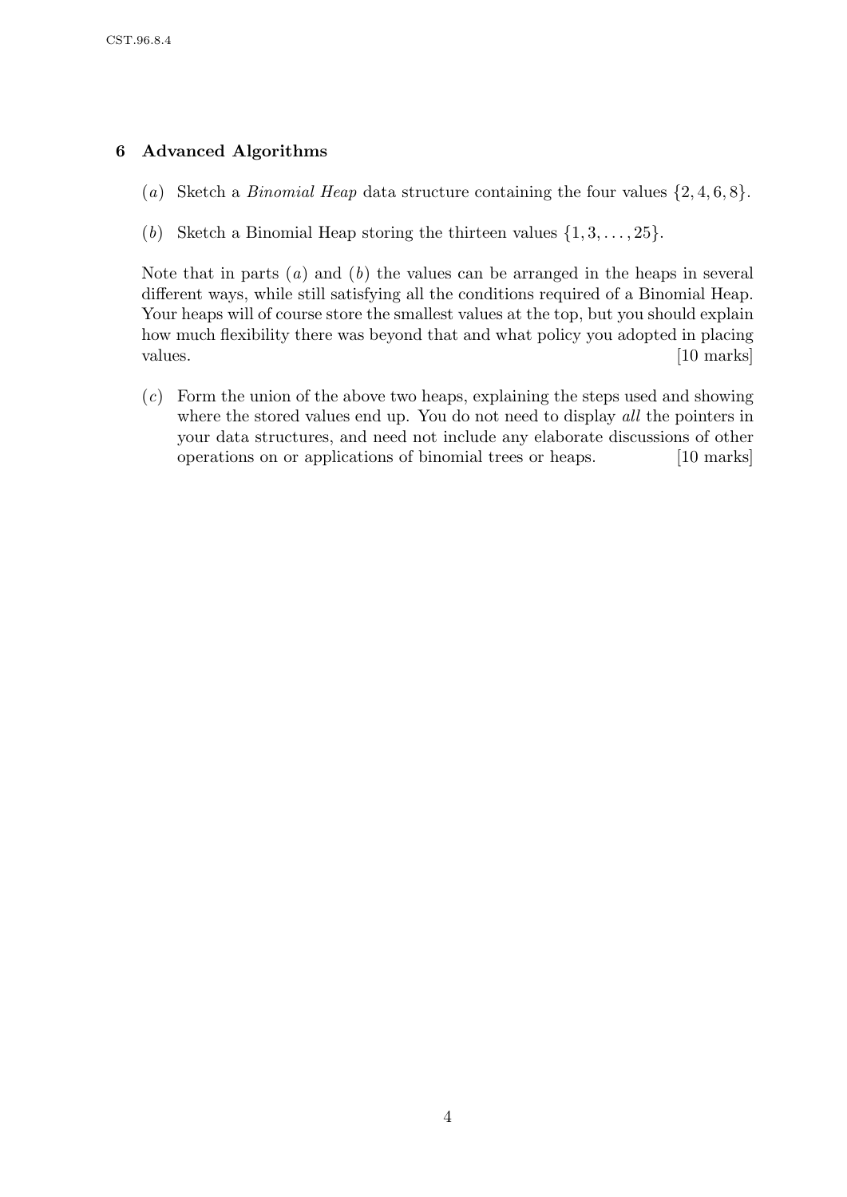## 6 Advanced Algorithms

(*a*) Sketch a *Binomial Heap* data structure containing the four values $\{2, 4, 6, 8\}$.

(*b*) Sketch a Binomial Heap storing the thirteen values $\{1, 3, \ldots, 25\}$.

Note that in parts (*a*) and (*b*) the values can be arranged in the heaps in several different ways, while still satisfying all the conditions required of a Binomial Heap. Your heaps will of course store the smallest values at the top, but you should explain how much flexibility there was beyond that and what policy you adopted in placing values. [10 marks]

(*c*) Form the union of the above two heaps, explaining the steps used and showing where the stored values end up. You do not need to display *all* the pointers in your data structures, and need not include any elaborate discussions of other operations on or applications of binomial trees or heaps. [10 marks]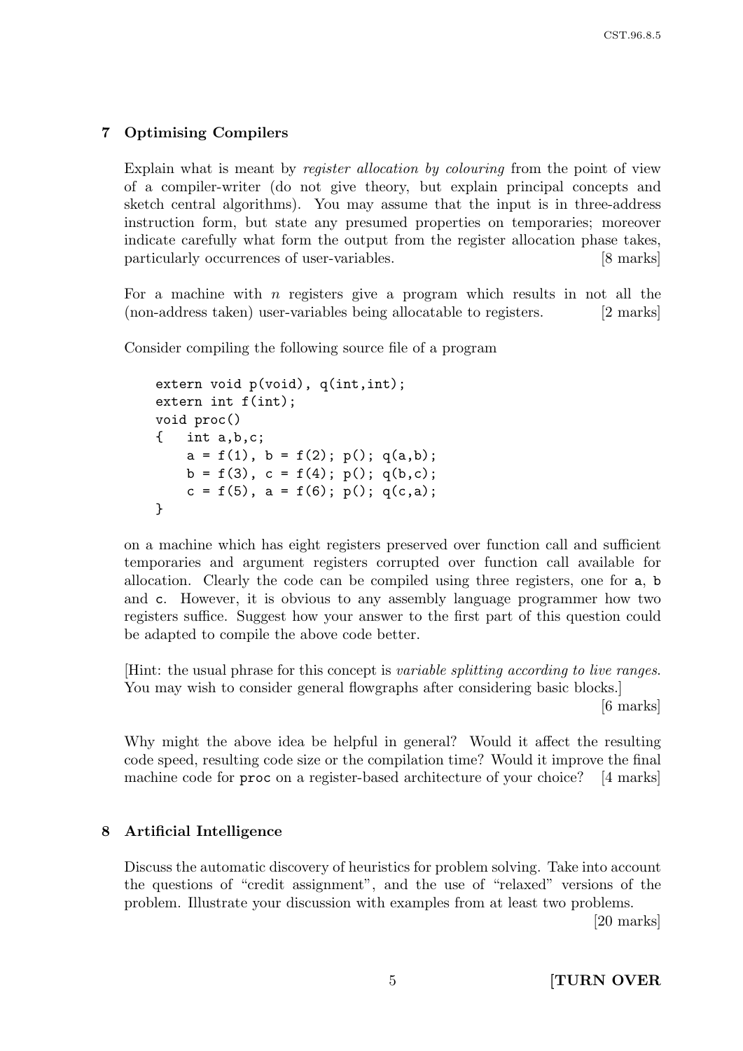## 7 Optimising Compilers

Explain what is meant by *register allocation by colouring* from the point of view of a compiler-writer (do not give theory, but explain principal concepts and sketch central algorithms). You may assume that the input is in three-address instruction form, but state any presumed properties on temporaries; moreover indicate carefully what form the output from the register allocation phase takes, particularly occurrences of user-variables. [8 marks]

For a machine with $n$ registers give a program which results in not all the (non-address taken) user-variables being allocatable to registers. [2 marks]

Consider compiling the following source file of a program

```
extern void p(void), q(int,int);
extern int f(int);
void proc()
{   int a,b,c;
    a = f(1), b = f(2); p(); q(a,b);
    b = f(3), c = f(4); p(); q(b,c);
    c = f(5), a = f(6); p(); q(c,a);
}
```

on a machine which has eight registers preserved over function call and sufficient temporaries and argument registers corrupted over function call available for allocation. Clearly the code can be compiled using three registers, one for `a`, `b` and `c`. However, it is obvious to any assembly language programmer how two registers suffice. Suggest how your answer to the first part of this question could be adapted to compile the above code better.

[Hint: the usual phrase for this concept is *variable splitting according to live ranges*. You may wish to consider general flowgraphs after considering basic blocks.] [6 marks]

Why might the above idea be helpful in general? Would it affect the resulting code speed, resulting code size or the compilation time? Would it improve the final machine code for `proc` on a register-based architecture of your choice? [4 marks]

## 8 Artificial Intelligence

Discuss the automatic discovery of heuristics for problem solving. Take into account the questions of "credit assignment", and the use of "relaxed" versions of the problem. Illustrate your discussion with examples from at least two problems. [20 marks]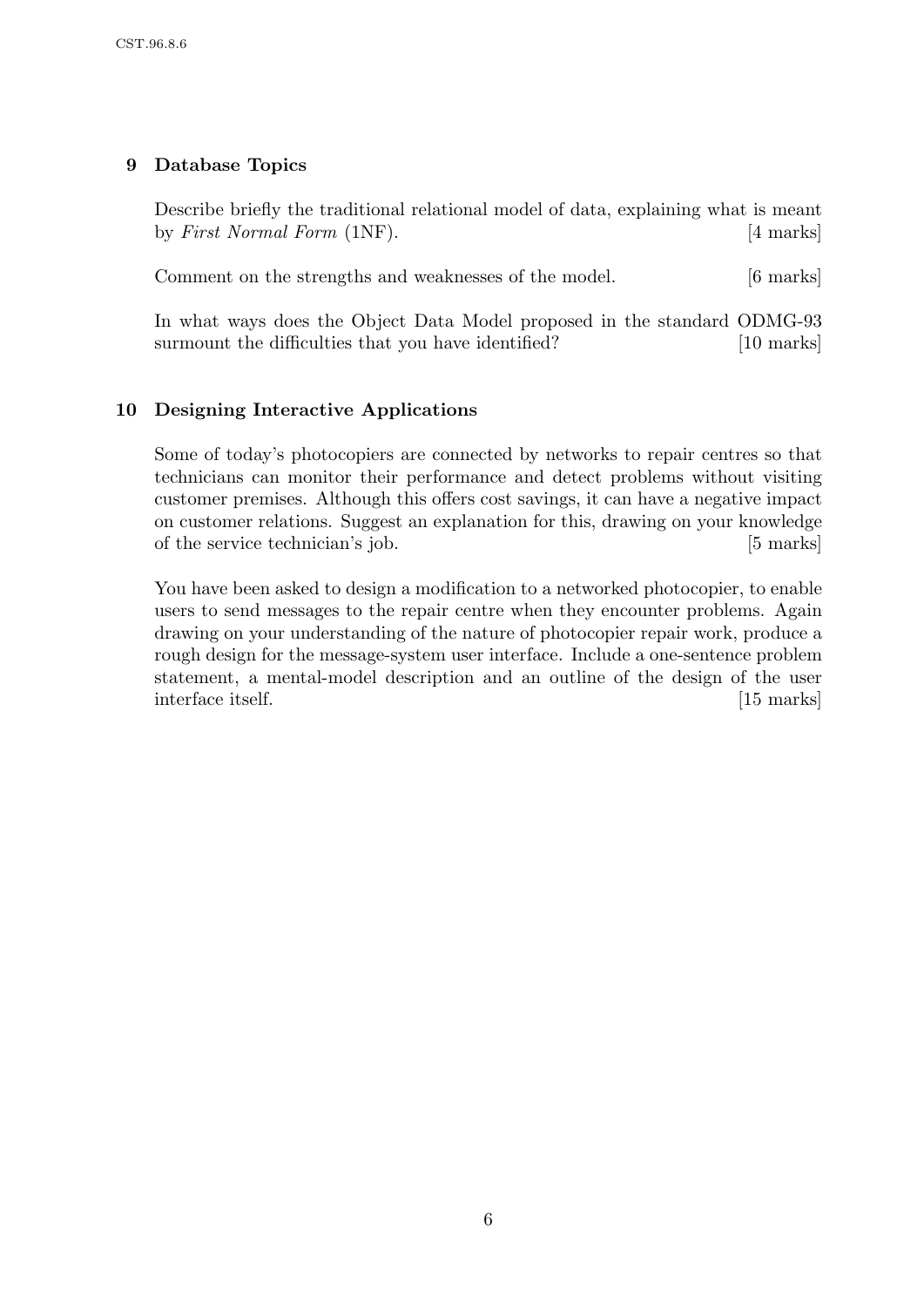## 9 Database Topics

Describe briefly the traditional relational model of data, explaining what is meant by *First Normal Form* (1NF). [4 marks]

Comment on the strengths and weaknesses of the model. [6 marks]

In what ways does the Object Data Model proposed in the standard ODMG-93 surmount the difficulties that you have identified? [10 marks]

## 10 Designing Interactive Applications

Some of today's photocopiers are connected by networks to repair centres so that technicians can monitor their performance and detect problems without visiting customer premises. Although this offers cost savings, it can have a negative impact on customer relations. Suggest an explanation for this, drawing on your knowledge of the service technician's job. [5 marks]

You have been asked to design a modification to a networked photocopier, to enable users to send messages to the repair centre when they encounter problems. Again drawing on your understanding of the nature of photocopier repair work, produce a rough design for the message-system user interface. Include a one-sentence problem statement, a mental-model description and an outline of the design of the user interface itself. [15 marks]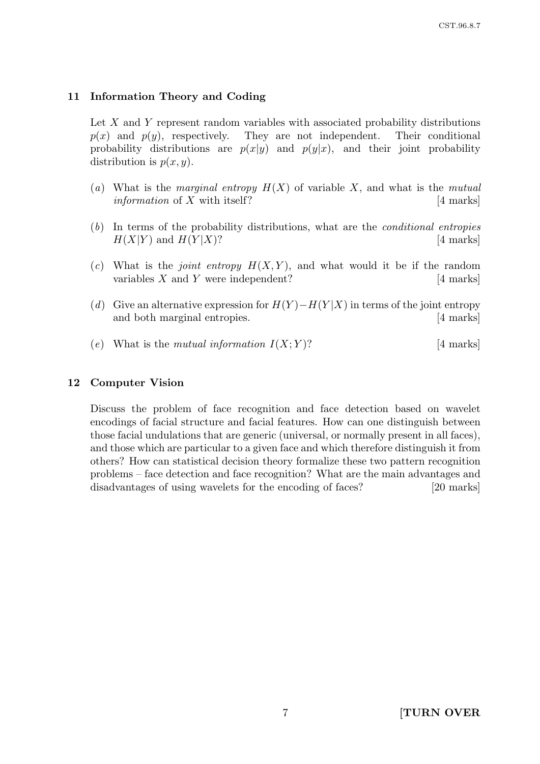## 11 Information Theory and Coding

Let $X$ and $Y$ represent random variables with associated probability distributions $p(x)$ and $p(y)$, respectively. They are not independent. Their conditional probability distributions are $p(x|y)$ and $p(y|x)$, and their joint probability distribution is $p(x, y)$.

(*a*) What is the *marginal entropy* $H(X)$ of variable $X$, and what is the *mutual information* of $X$ with itself? [4 marks]

(*b*) In terms of the probability distributions, what are the *conditional entropies* $H(X|Y)$ and $H(Y|X)$? [4 marks]

(*c*) What is the *joint entropy* $H(X, Y)$, and what would it be if the random variables $X$ and $Y$ were independent? [4 marks]

(*d*) Give an alternative expression for $H(Y) - H(Y|X)$ in terms of the joint entropy and both marginal entropies. [4 marks]

(*e*) What is the *mutual information* $I(X; Y)$? [4 marks]

## 12 Computer Vision

Discuss the problem of face recognition and face detection based on wavelet encodings of facial structure and facial features. How can one distinguish between those facial undulations that are generic (universal, or normally present in all faces), and those which are particular to a given face and which therefore distinguish it from others? How can statistical decision theory formalize these two pattern recognition problems – face detection and face recognition? What are the main advantages and disadvantages of using wavelets for the encoding of faces? [20 marks]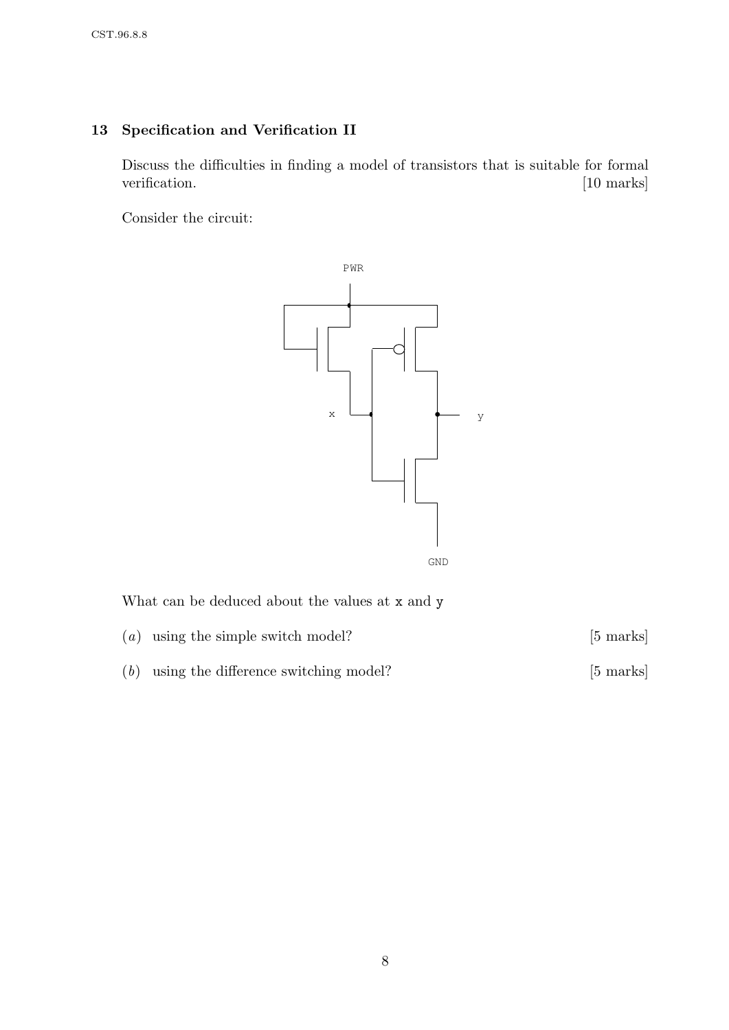## 13 Specification and Verification II

Discuss the difficulties in finding a model of transistors that is suitable for formal verification. [10 marks]

Consider the circuit:

What can be deduced about the values at x and y

(*a*) using the simple switch model? [5 marks]

(*b*) using the difference switching model? [5 marks]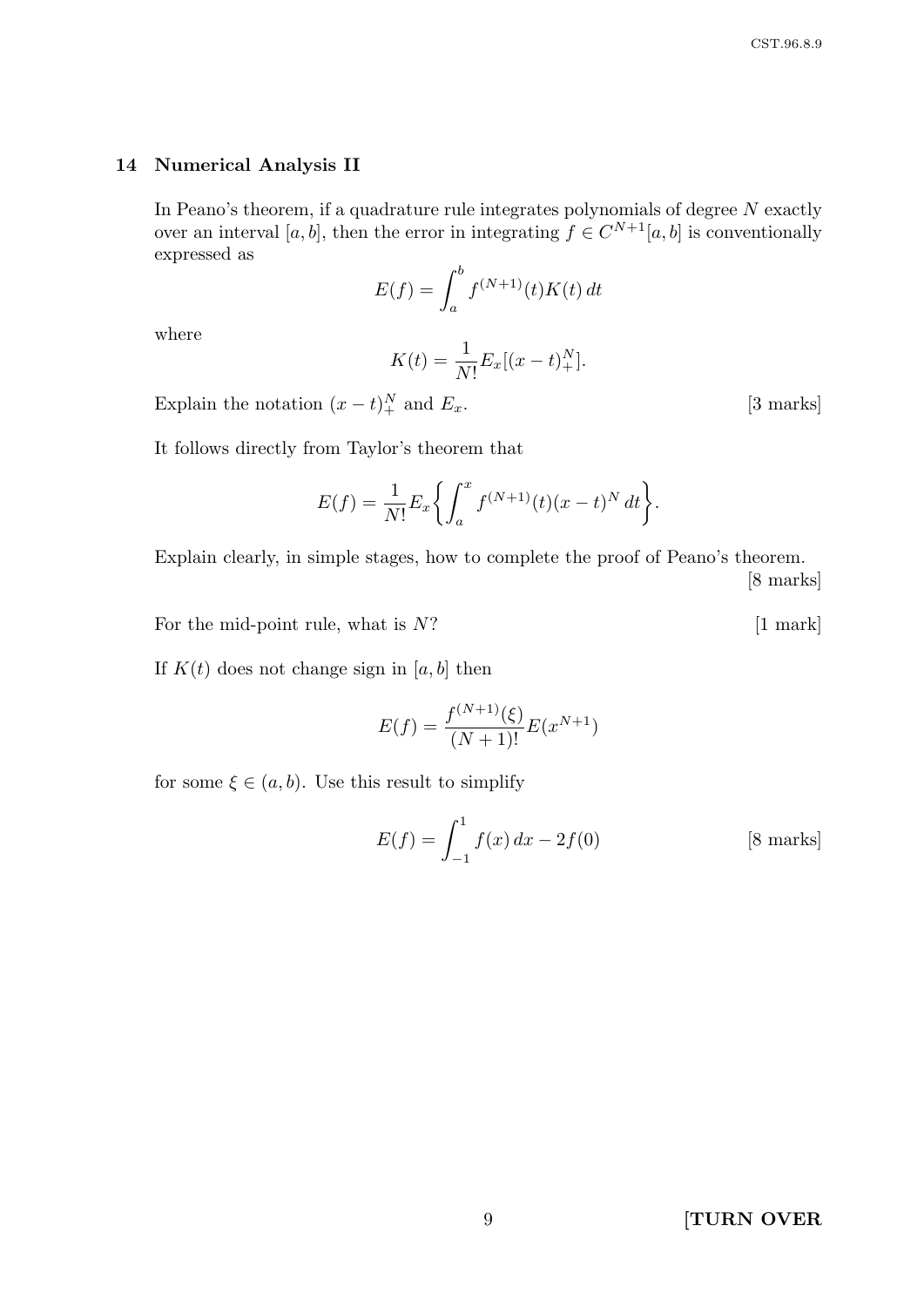## 14 Numerical Analysis II

In Peano's theorem, if a quadrature rule integrates polynomials of degree $N$ exactly over an interval $[a, b]$, then the error in integrating $f \in C^{N+1}[a, b]$ is conventionally expressed as

$$E(f) = \int_a^b f^{(N+1)}(t) K(t)\, dt$$

where

$$K(t) = \frac{1}{N!} E_x[(x - t)_+^N].$$

Explain the notation $(x - t)_+^N$ and $E_x$. [3 marks]

It follows directly from Taylor's theorem that

$$E(f) = \frac{1}{N!} E_x \left\{ \int_a^x f^{(N+1)}(t)(x - t)^N\, dt \right\}.$$

Explain clearly, in simple stages, how to complete the proof of Peano's theorem. [8 marks]

For the mid-point rule, what is $N$? [1 mark]

If $K(t)$ does not change sign in $[a, b]$ then

$$E(f) = \frac{f^{(N+1)}(\xi)}{(N + 1)!} E(x^{N+1})$$

for some $\xi \in (a, b)$. Use this result to simplify

$$E(f) = \int_{-1}^{1} f(x)\, dx - 2f(0)$$

[8 marks]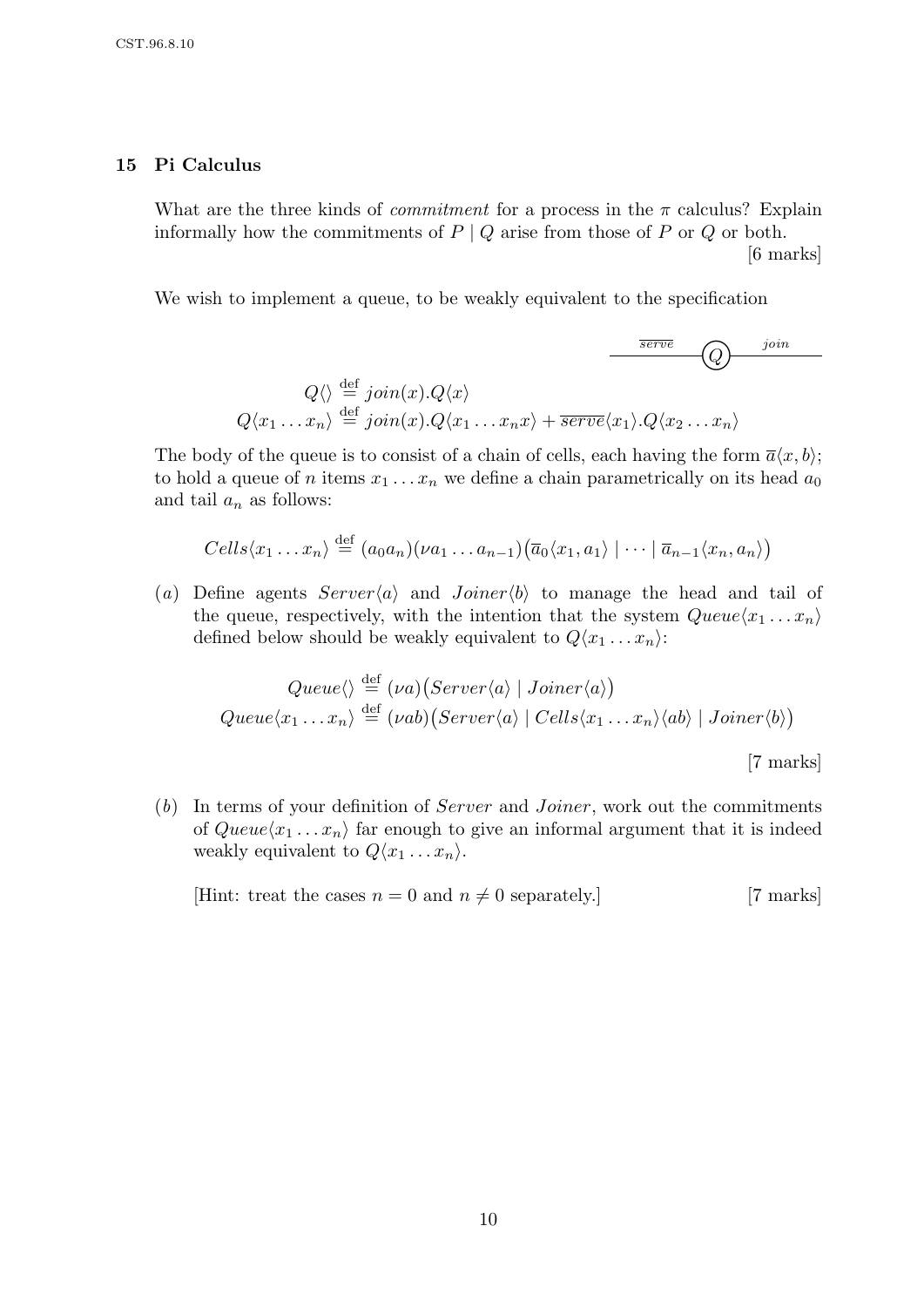## 15 Pi Calculus

What are the three kinds of *commitment* for a process in the $\pi$ calculus? Explain informally how the commitments of $P \mid Q$ arise from those of $P$ or $Q$ or both.

[6 marks]

We wish to implement a queue, to be weakly equivalent to the specification

$\overline{serve}$ $Q$ $join$

$$Q\langle\rangle \stackrel{\text{def}}{=} join(x).Q\langle x\rangle$$
$$Q\langle x_1 \ldots x_n\rangle \stackrel{\text{def}}{=} join(x).Q\langle x_1 \ldots x_n x\rangle + \overline{serve}\langle x_1\rangle.Q\langle x_2 \ldots x_n\rangle$$

The body of the queue is to consist of a chain of cells, each having the form $\overline{a}\langle x, b\rangle$; to hold a queue of $n$ items $x_1 \ldots x_n$ we define a chain parametrically on its head $a_0$ and tail $a_n$ as follows:

$$Cells\langle x_1 \ldots x_n\rangle \stackrel{\text{def}}{=} (a_0 a_n)(\nu a_1 \ldots a_{n-1})\big(\overline{a}_0\langle x_1, a_1\rangle \mid \cdots \mid \overline{a}_{n-1}\langle x_n, a_n\rangle\big)$$

(*a*) Define agents $Server\langle a\rangle$ and $Joiner\langle b\rangle$ to manage the head and tail of the queue, respectively, with the intention that the system $Queue\langle x_1 \ldots x_n\rangle$ defined below should be weakly equivalent to $Q\langle x_1 \ldots x_n\rangle$:

$$Queue\langle\rangle \stackrel{\text{def}}{=} (\nu a)\big(Server\langle a\rangle \mid Joiner\langle a\rangle\big)$$
$$Queue\langle x_1 \ldots x_n\rangle \stackrel{\text{def}}{=} (\nu ab)\big(Server\langle a\rangle \mid Cells\langle x_1 \ldots x_n\rangle\langle ab\rangle \mid Joiner\langle b\rangle\big)$$

[7 marks]

(*b*) In terms of your definition of $Server$ and $Joiner$, work out the commitments of $Queue\langle x_1 \ldots x_n\rangle$ far enough to give an informal argument that it is indeed weakly equivalent to $Q\langle x_1 \ldots x_n\rangle$.

[Hint: treat the cases $n = 0$ and $n \neq 0$ separately.]

[7 marks]